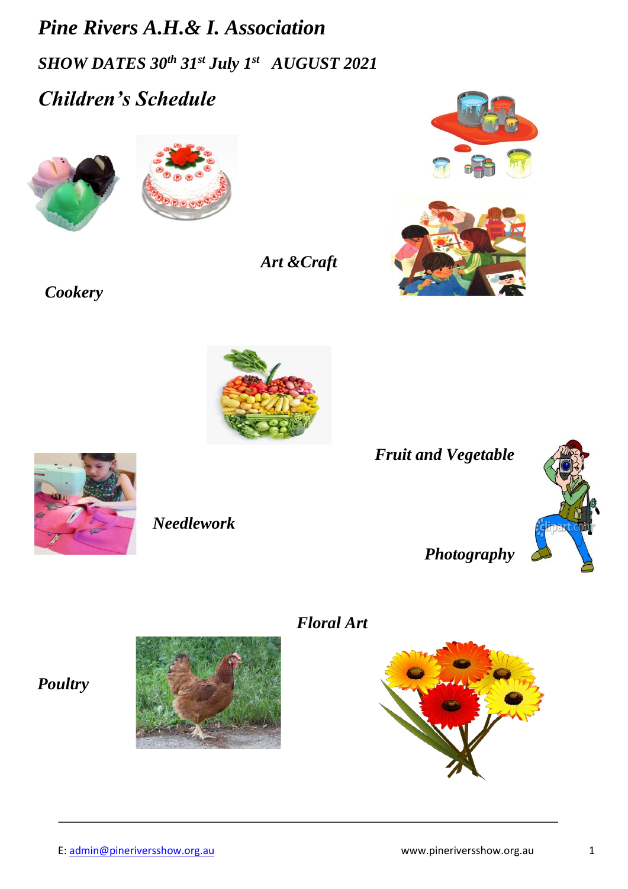# *Pine Rivers A.H.& I. Association*

## *SHOW DATES 30th 31st July 1st AUGUST 2021*

## *Children's Schedule*

*Cookery*

*Art &Craft*

*Fruit and Vegetable*

*Needlework*

*Photography*

*Floral Art*

*Poultry*

E: admin@pineriversshow.org.au www.pineriversshow.org.au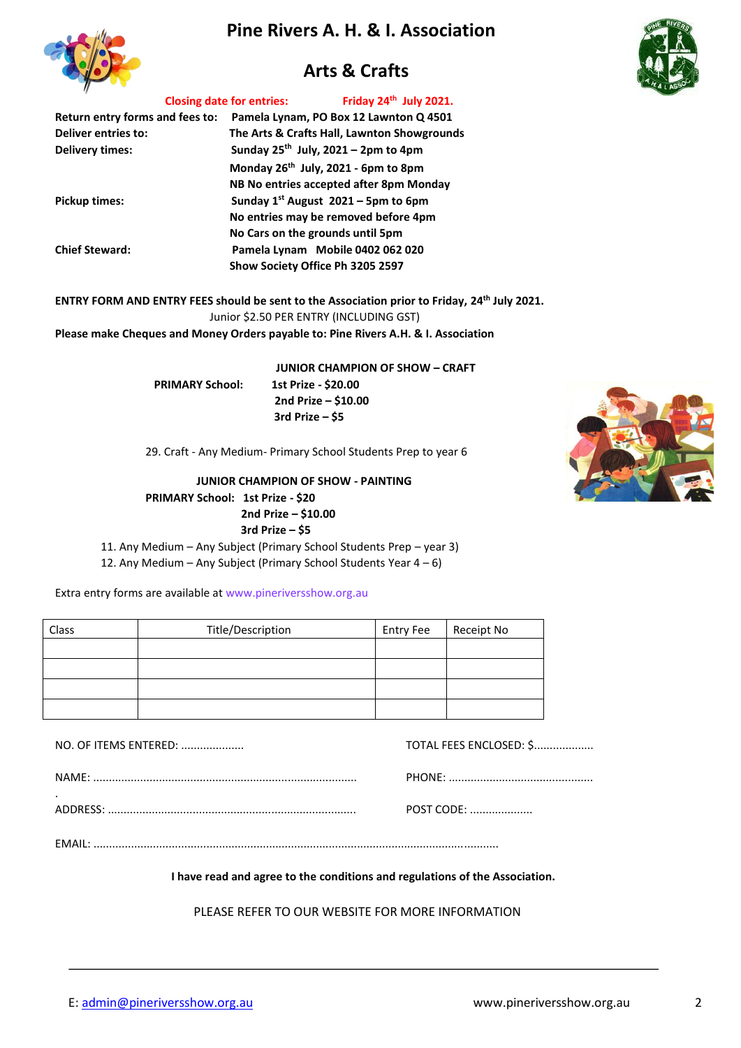# Pine Rivers A. H. & I. Association

## Arts & Crafts

**Closing date for entries: Friday 24th July 2021.**

**Return entry forms and fees to:** Pamela Lynam, PO Box 12 Lawnton Q 4501

**Deliver entries to:** The Arts & Crafts Hall, Lawnton Showgrounds

**Delivery times:** Sunday 25th July, 2021 – 2pm to 4pm
Monday 26th July, 2021 - 6pm to 8pm
NB No entries accepted after 8pm Monday

**Pickup times:** Sunday 1st August 2021 – 5pm to 6pm
No entries may be removed before 4pm
No Cars on the grounds until 5pm

**Chief Steward:** Pamela Lynam Mobile 0402 062 020
Show Society Office Ph 3205 2597

**ENTRY FORM AND ENTRY FEES should be sent to the Association prior to Friday, 24th July 2021.**

Junior $2.50 PER ENTRY (INCLUDING GST)

**Please make Cheques and Money Orders payable to: Pine Rivers A.H. & I. Association**

**JUNIOR CHAMPION OF SHOW – CRAFT**

**PRIMARY School:** **1st Prize - $20.00**
**2nd Prize – $10.00**
**3rd Prize – $5**

29. Craft - Any Medium- Primary School Students Prep to year 6

**JUNIOR CHAMPION OF SHOW - PAINTING**

**PRIMARY School:** **1st Prize - $20**
**2nd Prize – $10.00**
**3rd Prize – $5**

11. Any Medium – Any Subject (Primary School Students Prep – year 3)
12. Any Medium – Any Subject (Primary School Students Year 4 – 6)

Extra entry forms are available at www.pineriversshow.org.au

| Class | Title/Description | Entry Fee | Receipt No |
|---|---|---|---|
| | | | |
| | | | |
| | | | |
| | | | |

NO. OF ITEMS ENTERED: .................... TOTAL FEES ENCLOSED: $...................

NAME: ................................................................................... PHONE: .............................................

ADDRESS: .............................................................................. POST CODE: ....................

EMAIL: ............................................................................................................................

**I have read and agree to the conditions and regulations of the Association.**

PLEASE REFER TO OUR WEBSITE FOR MORE INFORMATION

E: admin@pineriversshow.org.au www.pineriversshow.org.au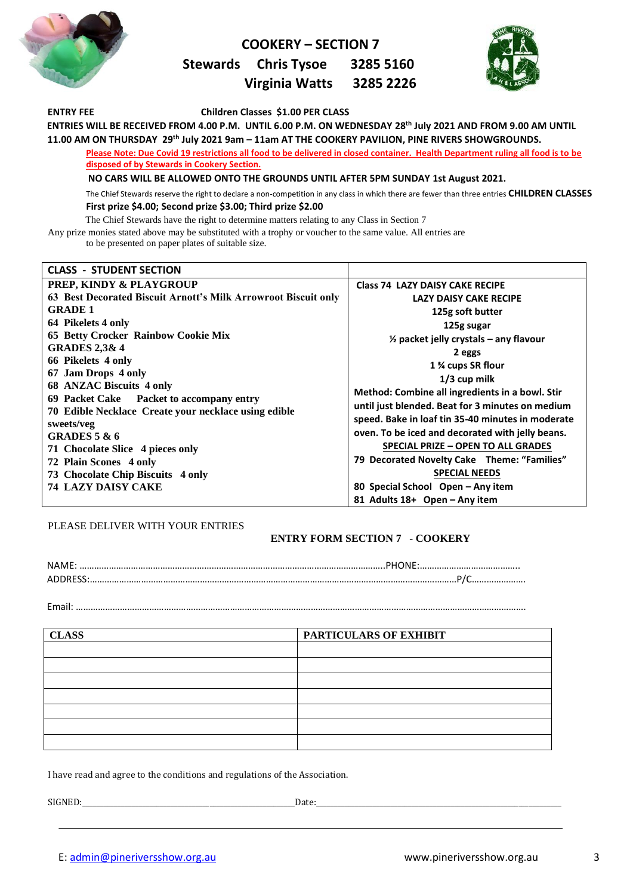# COOKERY – SECTION 7

**Stewards Chris Tysoe 3285 5160**
**Virginia Watts 3285 2226**

**ENTRY FEE** **Children Classes $1.00 PER CLASS**

**ENTRIES WILL BE RECEIVED FROM 4.00 P.M. UNTIL 6.00 P.M. ON WEDNESDAY 28th July 2021 AND FROM 9.00 AM UNTIL 11.00 AM ON THURSDAY 29th July 2021 9am – 11am AT THE COOKERY PAVILION, PINE RIVERS SHOWGROUNDS.**

**Please Note: Due Covid 19 restrictions all food to be delivered in closed container. Health Department ruling all food is to be disposed of by Stewards in Cookery Section.**

**NO CARS WILL BE ALLOWED ONTO THE GROUNDS UNTIL AFTER 5PM SUNDAY 1st August 2021.**

The Chief Stewards reserve the right to declare a non-competition in any class in which there are fewer than three entries **CHILDREN CLASSES**

**First prize $4.00; Second prize $3.00; Third prize $2.00**

The Chief Stewards have the right to determine matters relating to any Class in Section 7

Any prize monies stated above may be substituted with a trophy or voucher to the same value. All entries are to be presented on paper plates of suitable size.

| CLASS - STUDENT SECTION | |
|---|---|
| **PREP, KINDY & PLAYGROUP**<br>**63 Best Decorated Biscuit Arnott's Milk Arrowroot Biscuit only**<br>**GRADE 1**<br>**64 Pikelets 4 only**<br>**65 Betty Crocker Rainbow Cookie Mix**<br>**GRADES 2,3& 4**<br>**66 Pikelets 4 only**<br>**67 Jam Drops 4 only**<br>**68 ANZAC Biscuits 4 only**<br>**69 Packet Cake Packet to accompany entry**<br>**70 Edible Necklace Create your necklace using edible sweets/veg**<br>**GRADES 5 & 6**<br>**71 Chocolate Slice 4 pieces only**<br>**72 Plain Scones 4 only**<br>**73 Chocolate Chip Biscuits 4 only**<br>**74 LAZY DAISY CAKE** | **Class 74 LAZY DAISY CAKE RECIPE**<br>**LAZY DAISY CAKE RECIPE**<br>**125g soft butter**<br>**125g sugar**<br>**½ packet jelly crystals – any flavour**<br>**2 eggs**<br>**1 ¾ cups SR flour**<br>**1/3 cup milk**<br>**Method: Combine all ingredients in a bowl. Stir until just blended. Beat for 3 minutes on medium speed. Bake in loaf tin 35-40 minutes in moderate oven. To be iced and decorated with jelly beans.**<br>**SPECIAL PRIZE – OPEN TO ALL GRADES**<br>**79 Decorated Novelty Cake Theme: "Families"**<br>**SPECIAL NEEDS**<br>**80 Special School Open – Any item**<br>**81 Adults 18+ Open – Any item** |

PLEASE DELIVER WITH YOUR ENTRIES

**ENTRY FORM SECTION 7 - COOKERY**

NAME: ……………………………………………………………………………………………………………PHONE:…………………………………..

ADDRESS:………………………………………………………………………………………………………………………………………P/C…………………

Email: ………………………………………………………………………………………………………………………………………………………………

| CLASS | PARTICULARS OF EXHIBIT |
|---|---|
| | |
| | |
| | |
| | |
| | |
| | |
| | |

I have read and agree to the conditions and regulations of the Association.

SIGNED:________________________________________________ Date:_________________________________________________

E: admin@pineriversshow.org.au www.pineriversshow.org.au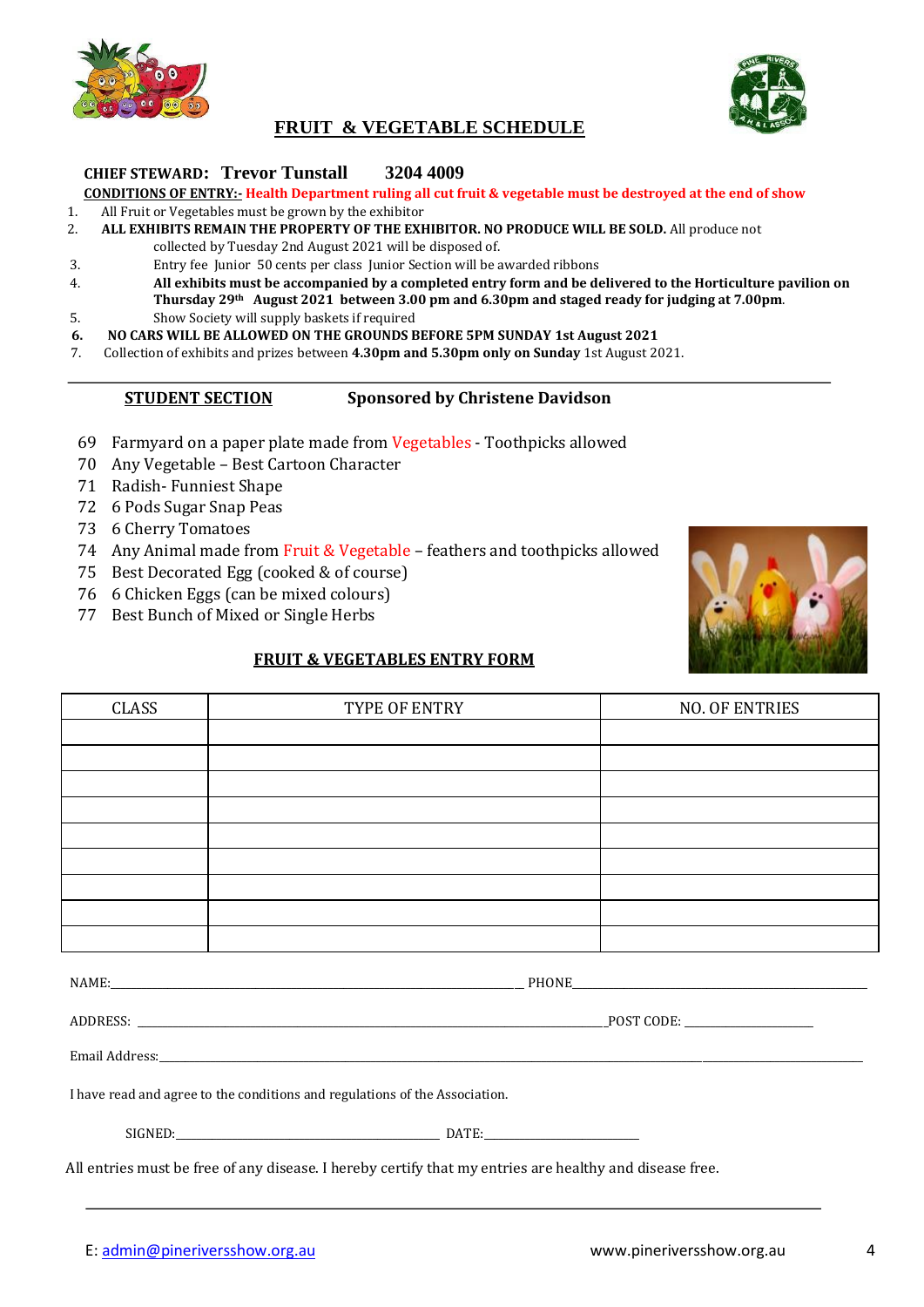# FRUIT & VEGETABLE SCHEDULE

**CHIEF STEWARD: Trevor Tunstall 3204 4009**

**CONDITIONS OF ENTRY:- Health Department ruling all cut fruit & vegetable must be destroyed at the end of show**

1. All Fruit or Vegetables must be grown by the exhibitor
2. **ALL EXHIBITS REMAIN THE PROPERTY OF THE EXHIBITOR. NO PRODUCE WILL BE SOLD.** All produce not collected by Tuesday 2nd August 2021 will be disposed of.
3. Entry fee Junior 50 cents per class Junior Section will be awarded ribbons
4. **All exhibits must be accompanied by a completed entry form and be delivered to the Horticulture pavilion on Thursday 29th August 2021 between 3.00 pm and 6.30pm and staged ready for judging at 7.00pm**.
5. Show Society will supply baskets if required
6. **NO CARS WILL BE ALLOWED ON THE GROUNDS BEFORE 5PM SUNDAY 1st August 2021**
7. Collection of exhibits and prizes between **4.30pm and 5.30pm only on Sunday** 1st August 2021.

## STUDENT SECTION — Sponsored by Christene Davidson

69 Farmyard on a paper plate made from Vegetables - Toothpicks allowed
70 Any Vegetable – Best Cartoon Character
71 Radish- Funniest Shape
72 6 Pods Sugar Snap Peas
73 6 Cherry Tomatoes
74 Any Animal made from Fruit & Vegetable – feathers and toothpicks allowed
75 Best Decorated Egg (cooked & of course)
76 6 Chicken Eggs (can be mixed colours)
77 Best Bunch of Mixed or Single Herbs

## FRUIT & VEGETABLES ENTRY FORM

| CLASS | TYPE OF ENTRY | NO. OF ENTRIES |
|---|---|---|
| | | |
| | | |
| | | |
| | | |
| | | |
| | | |
| | | |
| | | |
| | | |

NAME:______________________________ PHONE______________________________

ADDRESS: ______________________________ POST CODE: ______________

Email Address:______________________________

I have read and agree to the conditions and regulations of the Association.

SIGNED:______________________ DATE:______________

All entries must be free of any disease. I hereby certify that my entries are healthy and disease free.

E: admin@pineriversshow.org.au www.pineriversshow.org.au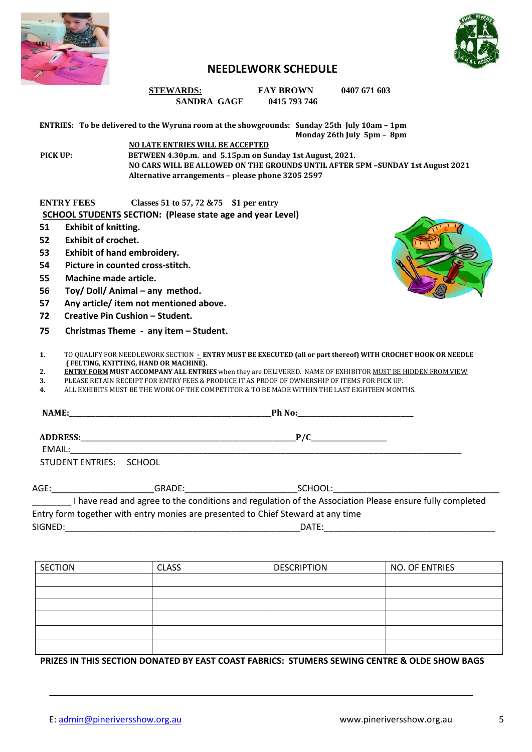# NEEDLEWORK SCHEDULE

**STEWARDS:** **FAY BROWN** **0407 671 603**
**SANDRA GAGE** **0415 793 746**

**ENTRIES: To be delivered to the Wyruna room at the showgrounds: Sunday 25th July 10am – 1pm**
**Monday 26th July 5pm – 8pm**

**NO LATE ENTRIES WILL BE ACCEPTED**

**PICK UP:** **BETWEEN 4.30p.m. and 5.15p.m on Sunday 1st August, 2021.**
**NO CARS WILL BE ALLOWED ON THE GROUNDS UNTIL AFTER 5PM –SUNDAY 1st August 2021**
**Alternative arrangements – please phone 3205 2597**

**ENTRY FEES** **Classes 51 to 57, 72 &75 $1 per entry**

**SCHOOL STUDENTS SECTION: (Please state age and year Level)**

**51 Exhibit of knitting.**
**52 Exhibit of crochet.**
**53 Exhibit of hand embroidery.**
**54 Picture in counted cross-stitch.**
**55 Machine made article.**
**56 Toy/ Doll/ Animal – any method.**
**57 Any article/ item not mentioned above.**
**72 Creative Pin Cushion – Student.**
**75 Christmas Theme - any item – Student.**

1. TO QUALIFY FOR NEEDLEWORK SECTION - **ENTRY MUST BE EXECUTED (all or part thereof) WITH CROCHET HOOK OR NEEDLE (FELTING, KNITTING, HAND OR MACHINE).**
2. **ENTRY FORM MUST ACCOMPANY ALL ENTRIES** when they are DELIVERED. NAME OF EXHIBITOR MUST BE HIDDEN FROM VIEW
3. PLEASE RETAIN RECEIPT FOR ENTRY FEES & PRODUCE IT AS PROOF OF OWNERSHIP OF ITEMS FOR PICK UP.
4. ALL EXHIBITS MUST BE THE WORK OF THE COMPETITOR & TO BE MADE WITHIN THE LAST EIGHTEEN MONTHS.

**NAME:**\_\_\_\_\_\_\_\_\_\_\_\_\_\_\_\_\_\_\_\_\_\_\_\_\_\_\_\_\_\_\_\_\_\_\_\_\_\_**Ph No:**\_\_\_\_\_\_\_\_\_\_\_\_\_\_\_\_\_\_\_\_\_\_\_\_\_\_

**ADDRESS:**\_\_\_\_\_\_\_\_\_\_\_\_\_\_\_\_\_\_\_\_\_\_\_\_\_\_\_\_\_\_\_\_\_\_\_\_\_\_\_\_\_\_**P/C**\_\_\_\_\_\_\_\_\_\_\_\_\_\_\_\_

EMAIL:\_\_\_\_\_\_\_\_\_\_\_\_\_\_\_\_\_\_\_\_\_\_\_\_\_\_\_\_\_\_\_\_\_\_\_\_\_\_\_\_\_\_\_\_\_\_\_\_\_\_\_\_\_\_\_\_\_\_\_\_\_\_\_\_\_\_\_\_\_\_

STUDENT ENTRIES: SCHOOL

AGE:\_\_\_\_\_\_\_\_\_\_\_\_\_\_\_\_\_\_\_\_GRADE:\_\_\_\_\_\_\_\_\_\_\_\_\_\_\_\_\_\_\_\_\_\_SCHOOL:\_\_\_\_\_\_\_\_\_\_\_\_\_\_\_\_\_\_\_\_\_\_\_\_\_\_\_\_\_\_\_\_\_

\_\_\_\_\_\_\_\_ I have read and agree to the conditions and regulation of the Association Please ensure fully completed Entry form together with entry monies are presented to Chief Steward at any time

SIGNED:\_\_\_\_\_\_\_\_\_\_\_\_\_\_\_\_\_\_\_\_\_\_\_\_\_\_\_\_\_\_\_\_\_\_\_\_\_\_\_\_\_\_\_\_DATE:\_\_\_\_\_\_\_\_\_\_\_\_\_\_\_\_\_\_\_\_\_\_\_\_\_\_\_\_\_\_\_\_\_

| SECTION | CLASS | DESCRIPTION | NO. OF ENTRIES |
|---|---|---|---|
| | | | |
| | | | |
| | | | |
| | | | |
| | | | |
| | | | |

**PRIZES IN THIS SECTION DONATED BY EAST COAST FABRICS: STUMERS SEWING CENTRE & OLDE SHOW BAGS**

E: admin@pineriversshow.org.au www.pineriversshow.org.au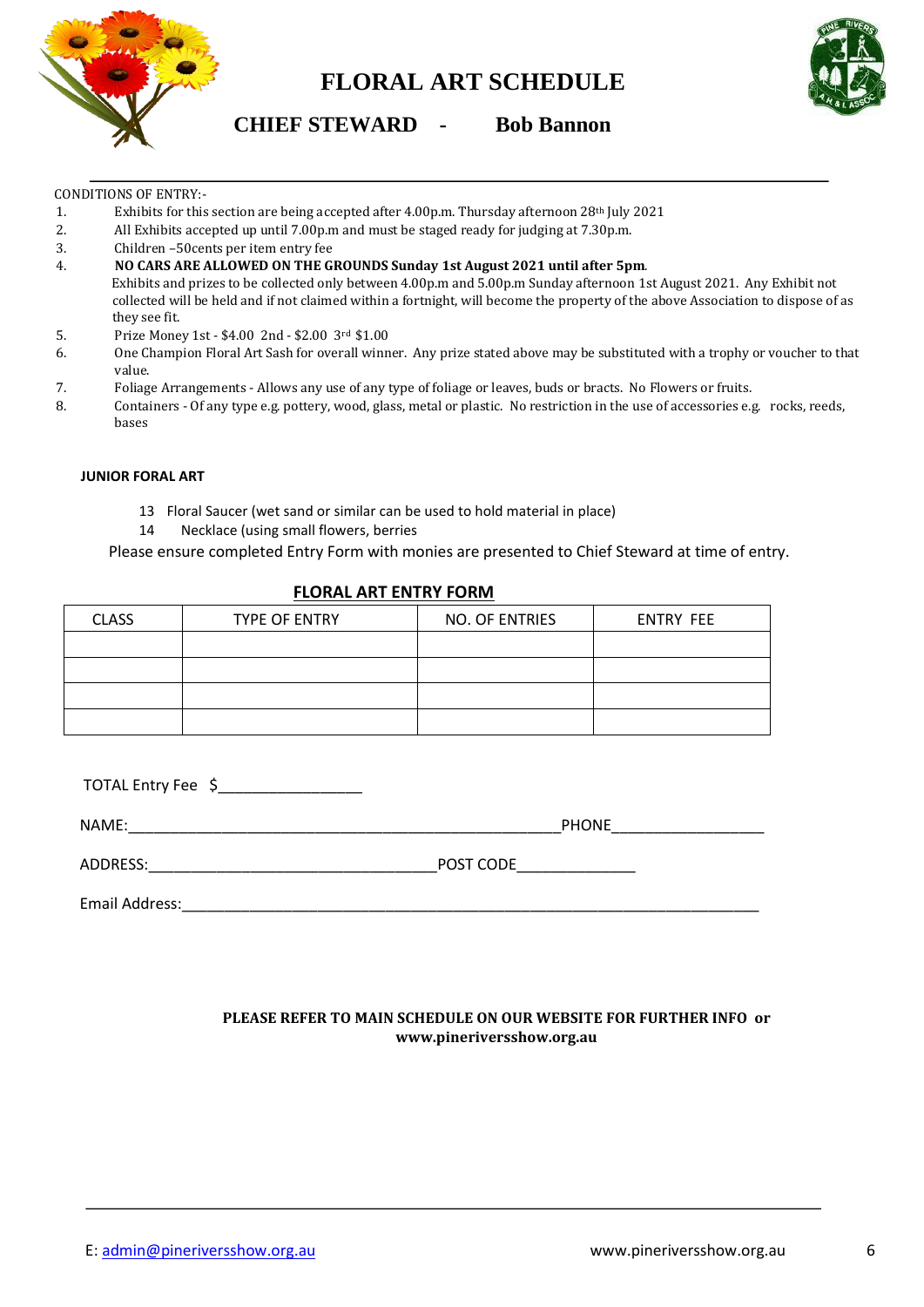# FLORAL ART SCHEDULE

## CHIEF STEWARD - Bob Bannon

CONDITIONS OF ENTRY:-

1. Exhibits for this section are being accepted after 4.00p.m. Thursday afternoon 28th July 2021
2. All Exhibits accepted up until 7.00p.m and must be staged ready for judging at 7.30p.m.
3. Children –50cents per item entry fee
4. **NO CARS ARE ALLOWED ON THE GROUNDS Sunday 1st August 2021 until after 5pm**.
   Exhibits and prizes to be collected only between 4.00p.m and 5.00p.m Sunday afternoon 1st August 2021. Any Exhibit not collected will be held and if not claimed within a fortnight, will become the property of the above Association to dispose of as they see fit.
5. Prize Money 1st - $4.00 2nd - $2.00 3rd $1.00
6. One Champion Floral Art Sash for overall winner. Any prize stated above may be substituted with a trophy or voucher to that value.
7. Foliage Arrangements - Allows any use of any type of foliage or leaves, buds or bracts. No Flowers or fruits.
8. Containers - Of any type e.g. pottery, wood, glass, metal or plastic. No restriction in the use of accessories e.g. rocks, reeds, bases

**JUNIOR FORAL ART**

13 Floral Saucer (wet sand or similar can be used to hold material in place)
14 Necklace (using small flowers, berries

Please ensure completed Entry Form with monies are presented to Chief Steward at time of entry.

**FLORAL ART ENTRY FORM**

| CLASS | TYPE OF ENTRY | NO. OF ENTRIES | ENTRY FEE |
|---|---|---|---|
| | | | |
| | | | |
| | | | |
| | | | |

TOTAL Entry Fee $_________________

NAME:_____________________________________________________PHONE___________________

ADDRESS:___________________________________POST CODE______________

Email Address:_________________________________________________________________________

**PLEASE REFER TO MAIN SCHEDULE ON OUR WEBSITE FOR FURTHER INFO or www.pineriversshow.org.au**

E: admin@pineriversshow.org.au www.pineriversshow.org.au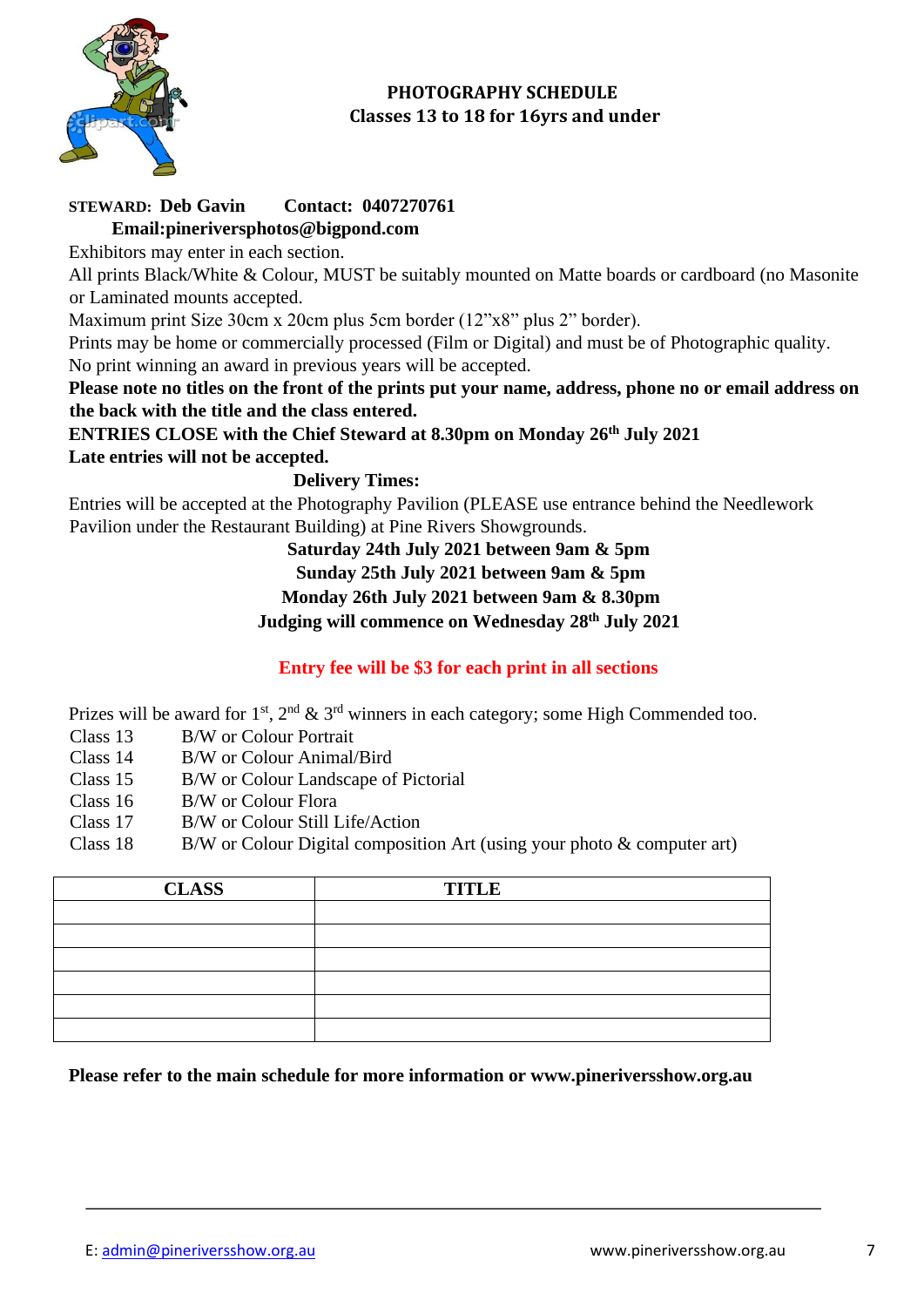## PHOTOGRAPHY SCHEDULE
## Classes 13 to 18 for 16yrs and under

**STEWARD: Deb Gavin Contact: 0407270761**
**Email:pineriversphotos@bigpond.com**

Exhibitors may enter in each section.

All prints Black/White & Colour, MUST be suitably mounted on Matte boards or cardboard (no Masonite or Laminated mounts accepted.

Maximum print Size 30cm x 20cm plus 5cm border (12"x8" plus 2" border).

Prints may be home or commercially processed (Film or Digital) and must be of Photographic quality.

No print winning an award in previous years will be accepted.

**Please note no titles on the front of the prints put your name, address, phone no or email address on the back with the title and the class entered.**

**ENTRIES CLOSE with the Chief Steward at 8.30pm on Monday 26th July 2021**
**Late entries will not be accepted.**

**Delivery Times:**

Entries will be accepted at the Photography Pavilion (PLEASE use entrance behind the Needlework Pavilion under the Restaurant Building) at Pine Rivers Showgrounds.

**Saturday 24th July 2021 between 9am & 5pm**
**Sunday 25th July 2021 between 9am & 5pm**
**Monday 26th July 2021 between 9am & 8.30pm**
**Judging will commence on Wednesday 28th July 2021**

**Entry fee will be $3 for each print in all sections**

Prizes will be award for 1st, 2nd & 3rd winners in each category; some High Commended too.

- Class 13 B/W or Colour Portrait
- Class 14 B/W or Colour Animal/Bird
- Class 15 B/W or Colour Landscape of Pictorial
- Class 16 B/W or Colour Flora
- Class 17 B/W or Colour Still Life/Action
- Class 18 B/W or Colour Digital composition Art (using your photo & computer art)

| CLASS | TITLE |
|---|---|
| | |
| | |
| | |
| | |
| | |
| | |

**Please refer to the main schedule for more information or www.pineriversshow.org.au**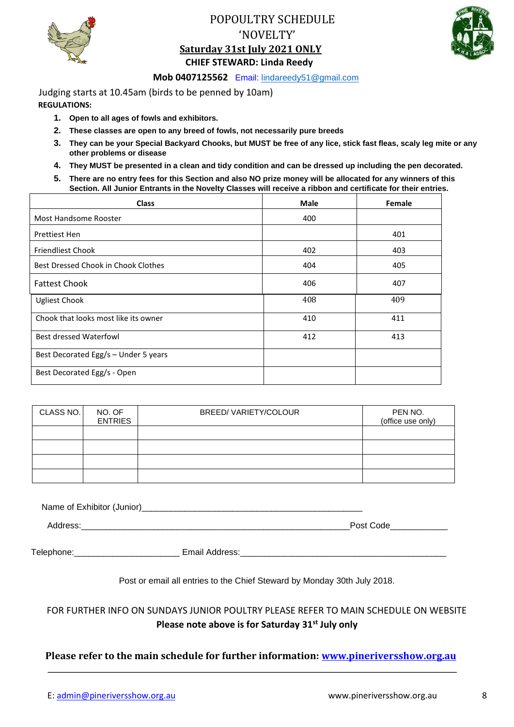# POPOULTRY SCHEDULE
# 'NOVELTY'
## Saturday 31st July 2021 ONLY
### CHIEF STEWARD: Linda Reedy

**Mob 0407125562** Email: lindareedy51@gmail.com

Judging starts at 10.45am (birds to be penned by 10am)

**REGULATIONS:**

1. **Open to all ages of fowls and exhibitors.**
2. **These classes are open to any breed of fowls, not necessarily pure breeds**
3. **They can be your Special Backyard Chooks, but MUST be free of any lice, stick fast fleas, scaly leg mite or any other problems or disease**
4. **They MUST be presented in a clean and tidy condition and can be dressed up including the pen decorated.**
5. **There are no entry fees for this Section and also NO prize money will be allocated for any winners of this Section. All Junior Entrants in the Novelty Classes will receive a ribbon and certificate for their entries.**

| Class | Male | Female |
|---|---|---|
| Most Handsome Rooster | 400 | |
| Prettiest Hen | | 401 |
| Friendliest Chook | 402 | 403 |
| Best Dressed Chook in Chook Clothes | 404 | 405 |
| Fattest Chook | 406 | 407 |
| Ugliest Chook | 408 | 409 |
| Chook that looks most like its owner | 410 | 411 |
| Best dressed Waterfowl | 412 | 413 |
| Best Decorated Egg/s – Under 5 years | | |
| Best Decorated Egg/s - Open | | |

| CLASS NO. | NO. OF ENTRIES | BREED/ VARIETY/COLOUR | PEN NO. (office use only) |
|---|---|---|---|
| | | | |
| | | | |
| | | | |
| | | | |

Name of Exhibitor (Junior)_______________________________________________

Address:__________________________________________________________Post Code___________

Telephone:_____________________ Email Address:__________________________________________

Post or email all entries to the Chief Steward by Monday 30th July 2018.

FOR FURTHER INFO ON SUNDAYS JUNIOR POULTRY PLEASE REFER TO MAIN SCHEDULE ON WEBSITE

**Please note above is for Saturday 31st July only**

**Please refer to the main schedule for further information: www.pineriversshow.org.au**

E: admin@pineriversshow.org.au www.pineriversshow.org.au